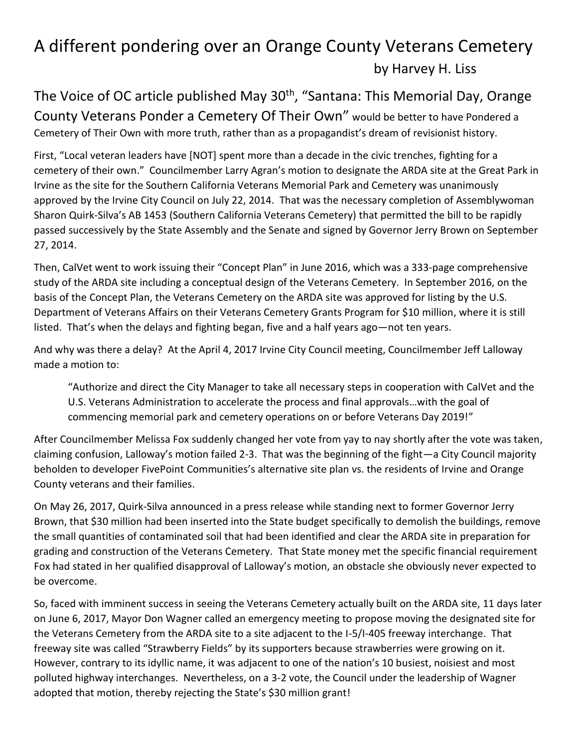# A different pondering over an Orange County Veterans Cemetery

by Harvey H. Liss

The Voice of OC article published May 30th, "Santana: This Memorial Day, Orange County Veterans Ponder a Cemetery Of Their Own" would be better to have Pondered a Cemetery of Their Own with more truth, rather than as a propagandist's dream of revisionist history.

First, "Local veteran leaders have [NOT] spent more than a decade in the civic trenches, fighting for a cemetery of their own." Councilmember Larry Agran's motion to designate the ARDA site at the Great Park in Irvine as the site for the Southern California Veterans Memorial Park and Cemetery was unanimously approved by the Irvine City Council on July 22, 2014. That was the necessary completion of Assemblywoman Sharon Quirk-Silva's AB 1453 (Southern California Veterans Cemetery) that permitted the bill to be rapidly passed successively by the State Assembly and the Senate and signed by Governor Jerry Brown on September 27, 2014.

Then, CalVet went to work issuing their "Concept Plan" in June 2016, which was a 333-page comprehensive study of the ARDA site including a conceptual design of the Veterans Cemetery. In September 2016, on the basis of the Concept Plan, the Veterans Cemetery on the ARDA site was approved for listing by the U.S. Department of Veterans Affairs on their Veterans Cemetery Grants Program for $10 million, where it is still listed. That's when the delays and fighting began, five and a half years ago—not ten years.

And why was there a delay? At the April 4, 2017 Irvine City Council meeting, Councilmember Jeff Lalloway made a motion to:

> "Authorize and direct the City Manager to take all necessary steps in cooperation with CalVet and the U.S. Veterans Administration to accelerate the process and final approvals…with the goal of commencing memorial park and cemetery operations on or before Veterans Day 2019!"

After Councilmember Melissa Fox suddenly changed her vote from yay to nay shortly after the vote was taken, claiming confusion, Lalloway's motion failed 2-3. That was the beginning of the fight—a City Council majority beholden to developer FivePoint Communities's alternative site plan vs. the residents of Irvine and Orange County veterans and their families.

On May 26, 2017, Quirk-Silva announced in a press release while standing next to former Governor Jerry Brown, that $30 million had been inserted into the State budget specifically to demolish the buildings, remove the small quantities of contaminated soil that had been identified and clear the ARDA site in preparation for grading and construction of the Veterans Cemetery. That State money met the specific financial requirement Fox had stated in her qualified disapproval of Lalloway's motion, an obstacle she obviously never expected to be overcome.

So, faced with imminent success in seeing the Veterans Cemetery actually built on the ARDA site, 11 days later on June 6, 2017, Mayor Don Wagner called an emergency meeting to propose moving the designated site for the Veterans Cemetery from the ARDA site to a site adjacent to the I-5/I-405 freeway interchange. That freeway site was called "Strawberry Fields" by its supporters because strawberries were growing on it. However, contrary to its idyllic name, it was adjacent to one of the nation's 10 busiest, noisiest and most polluted highway interchanges. Nevertheless, on a 3-2 vote, the Council under the leadership of Wagner adopted that motion, thereby rejecting the State's $30 million grant!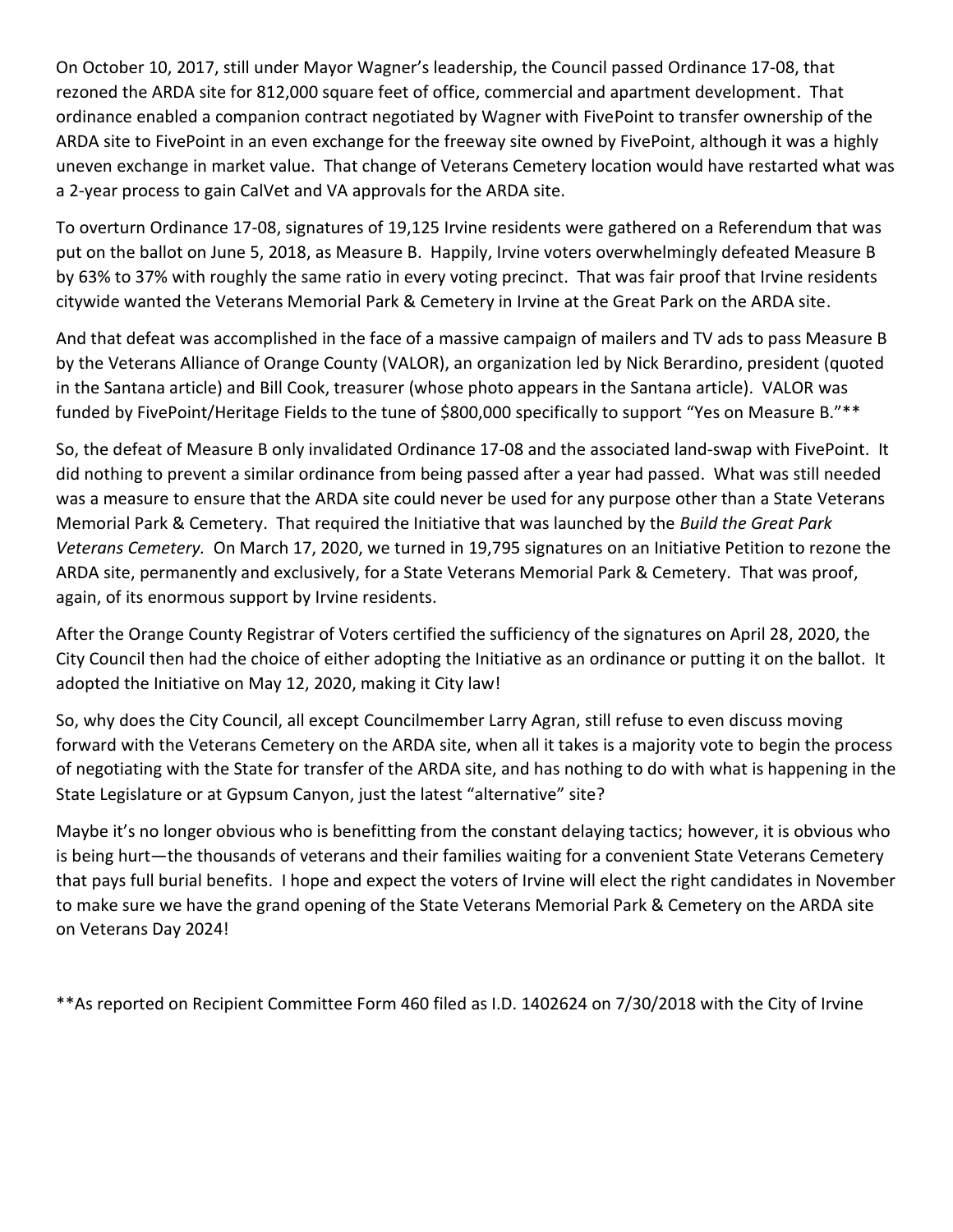On October 10, 2017, still under Mayor Wagner's leadership, the Council passed Ordinance 17-08, that rezoned the ARDA site for 812,000 square feet of office, commercial and apartment development. That ordinance enabled a companion contract negotiated by Wagner with FivePoint to transfer ownership of the ARDA site to FivePoint in an even exchange for the freeway site owned by FivePoint, although it was a highly uneven exchange in market value. That change of Veterans Cemetery location would have restarted what was a 2-year process to gain CalVet and VA approvals for the ARDA site.

To overturn Ordinance 17-08, signatures of 19,125 Irvine residents were gathered on a Referendum that was put on the ballot on June 5, 2018, as Measure B. Happily, Irvine voters overwhelmingly defeated Measure B by 63% to 37% with roughly the same ratio in every voting precinct. That was fair proof that Irvine residents citywide wanted the Veterans Memorial Park & Cemetery in Irvine at the Great Park on the ARDA site.

And that defeat was accomplished in the face of a massive campaign of mailers and TV ads to pass Measure B by the Veterans Alliance of Orange County (VALOR), an organization led by Nick Berardino, president (quoted in the Santana article) and Bill Cook, treasurer (whose photo appears in the Santana article). VALOR was funded by FivePoint/Heritage Fields to the tune of $800,000 specifically to support "Yes on Measure B."**

So, the defeat of Measure B only invalidated Ordinance 17-08 and the associated land-swap with FivePoint. It did nothing to prevent a similar ordinance from being passed after a year had passed. What was still needed was a measure to ensure that the ARDA site could never be used for any purpose other than a State Veterans Memorial Park & Cemetery. That required the Initiative that was launched by the *Build the Great Park Veterans Cemetery.* On March 17, 2020, we turned in 19,795 signatures on an Initiative Petition to rezone the ARDA site, permanently and exclusively, for a State Veterans Memorial Park & Cemetery. That was proof, again, of its enormous support by Irvine residents.

After the Orange County Registrar of Voters certified the sufficiency of the signatures on April 28, 2020, the City Council then had the choice of either adopting the Initiative as an ordinance or putting it on the ballot. It adopted the Initiative on May 12, 2020, making it City law!

So, why does the City Council, all except Councilmember Larry Agran, still refuse to even discuss moving forward with the Veterans Cemetery on the ARDA site, when all it takes is a majority vote to begin the process of negotiating with the State for transfer of the ARDA site, and has nothing to do with what is happening in the State Legislature or at Gypsum Canyon, just the latest "alternative" site?

Maybe it's no longer obvious who is benefitting from the constant delaying tactics; however, it is obvious who is being hurt—the thousands of veterans and their families waiting for a convenient State Veterans Cemetery that pays full burial benefits. I hope and expect the voters of Irvine will elect the right candidates in November to make sure we have the grand opening of the State Veterans Memorial Park & Cemetery on the ARDA site on Veterans Day 2024!

**As reported on Recipient Committee Form 460 filed as I.D. 1402624 on 7/30/2018 with the City of Irvine